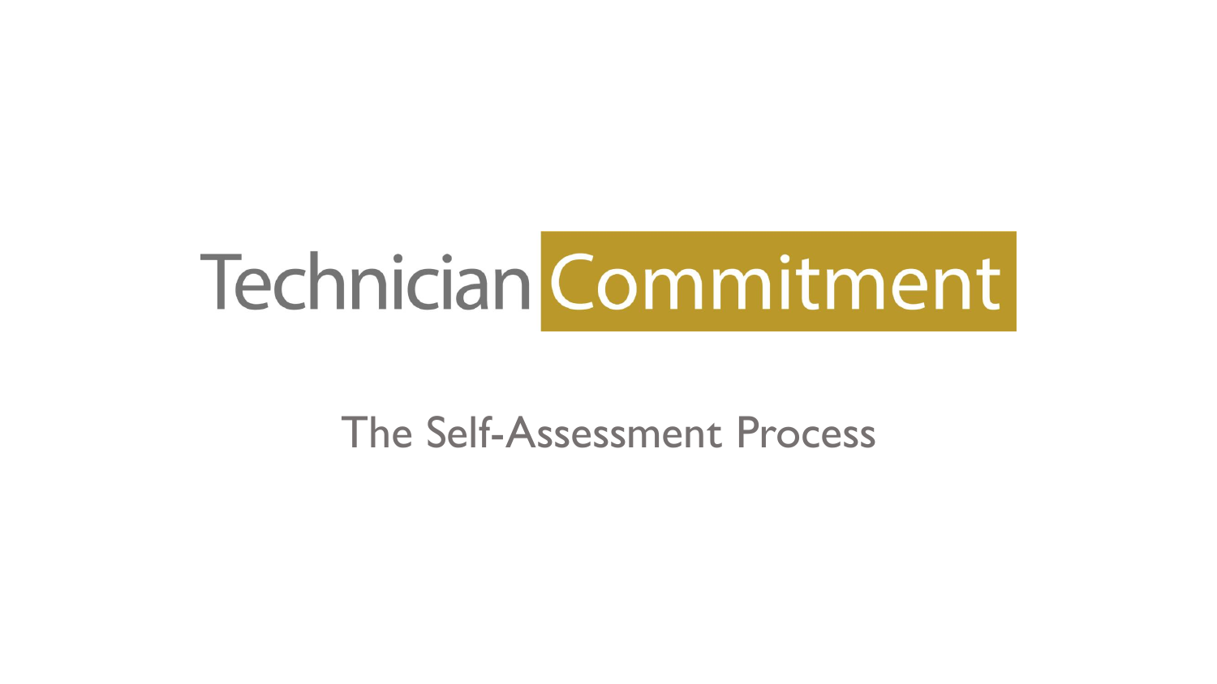# Technician Commitment

The Self-Assessment Process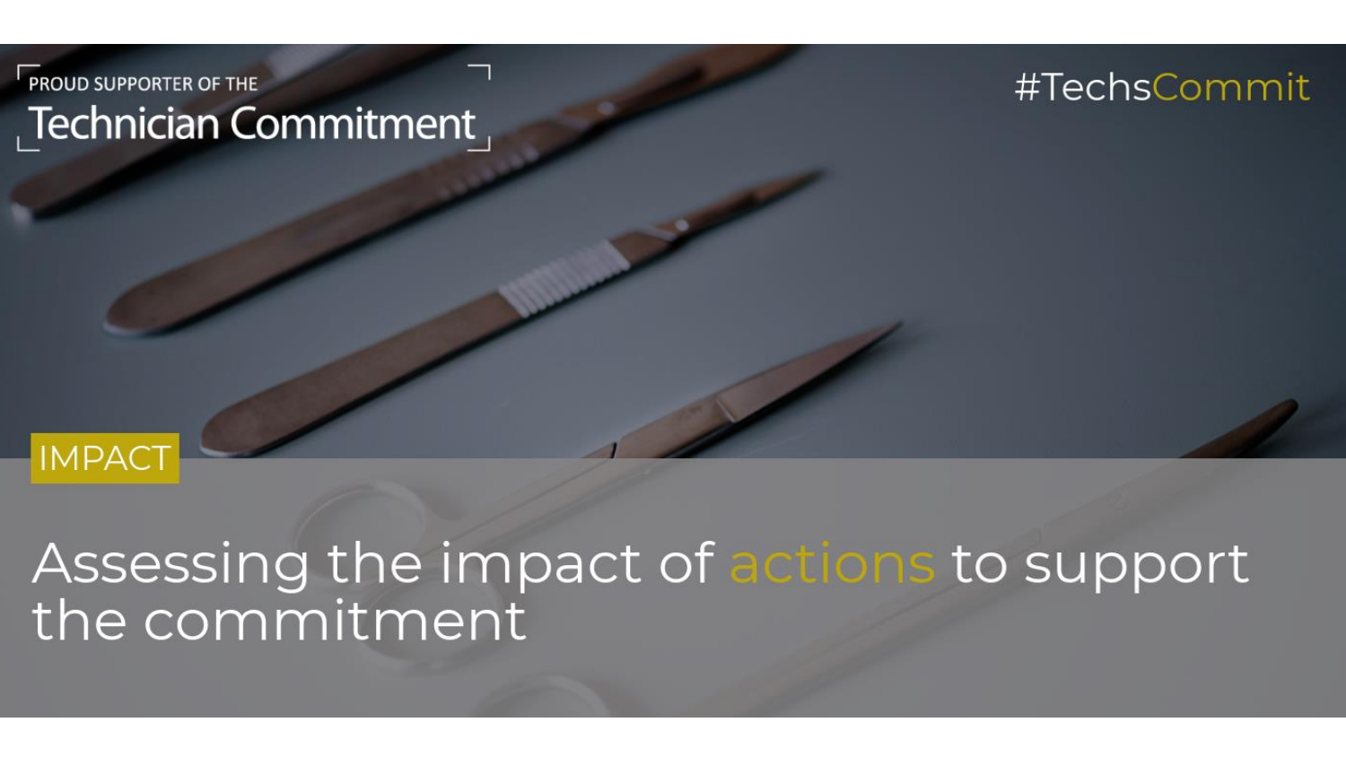PROUD SUPPORTER OF THE

**Technician Commitment**

#TechsCommit

IMPACT

# Assessing the impact of actions to support the commitment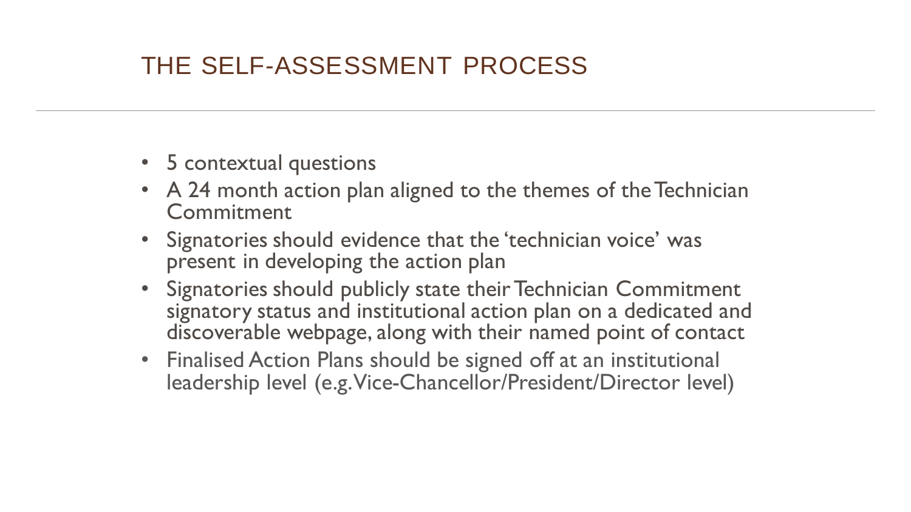# THE SELF-ASSESSMENT PROCESS

- 5 contextual questions
- A 24 month action plan aligned to the themes of the Technician Commitment
- Signatories should evidence that the 'technician voice' was present in developing the action plan
- Signatories should publicly state their Technician Commitment signatory status and institutional action plan on a dedicated and discoverable webpage, along with their named point of contact
- Finalised Action Plans should be signed off at an institutional leadership level (e.g. Vice-Chancellor/President/Director level)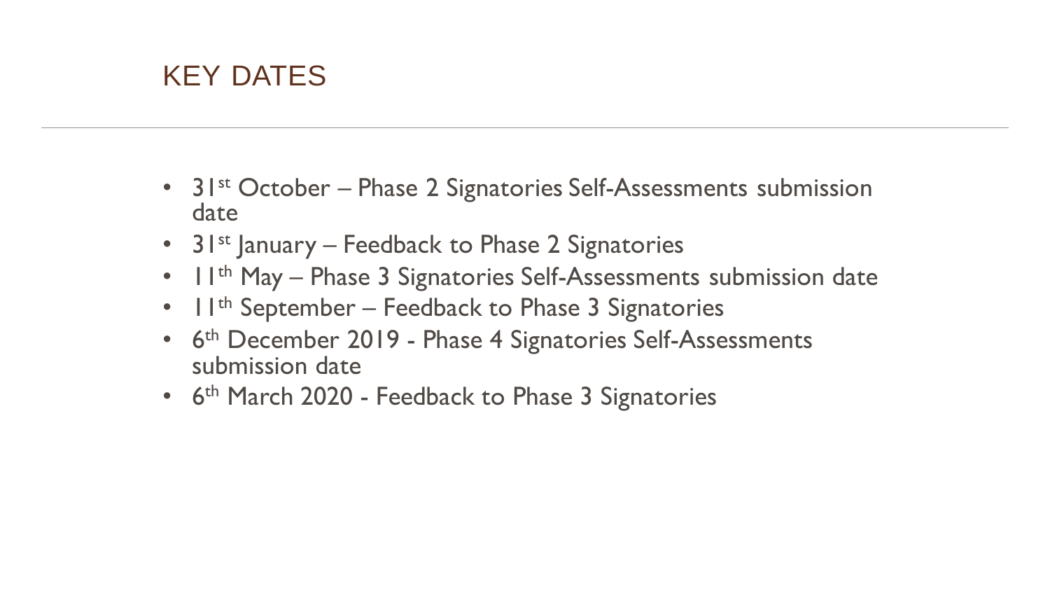# KEY DATES

- 31st October – Phase 2 Signatories Self-Assessments submission date
- 31st January – Feedback to Phase 2 Signatories
- 11th May – Phase 3 Signatories Self-Assessments submission date
- 11th September – Feedback to Phase 3 Signatories
- 6th December 2019 - Phase 4 Signatories Self-Assessments submission date
- 6th March 2020 - Feedback to Phase 3 Signatories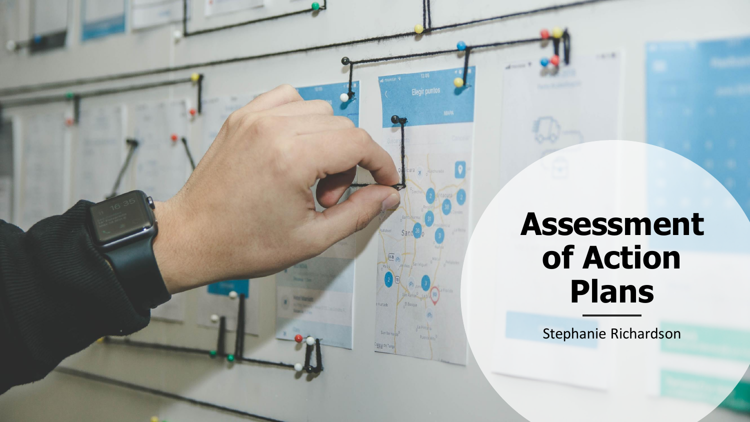# Assessment of Action Plans

Stephanie Richardson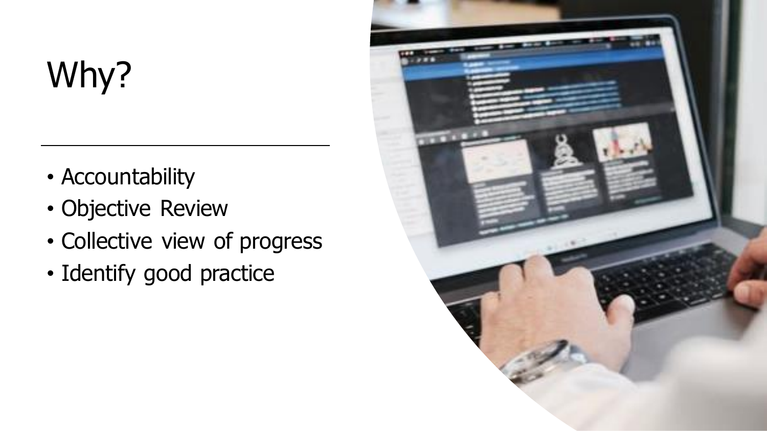# Why?

- Accountability
- Objective Review
- Collective view of progress
- Identify good practice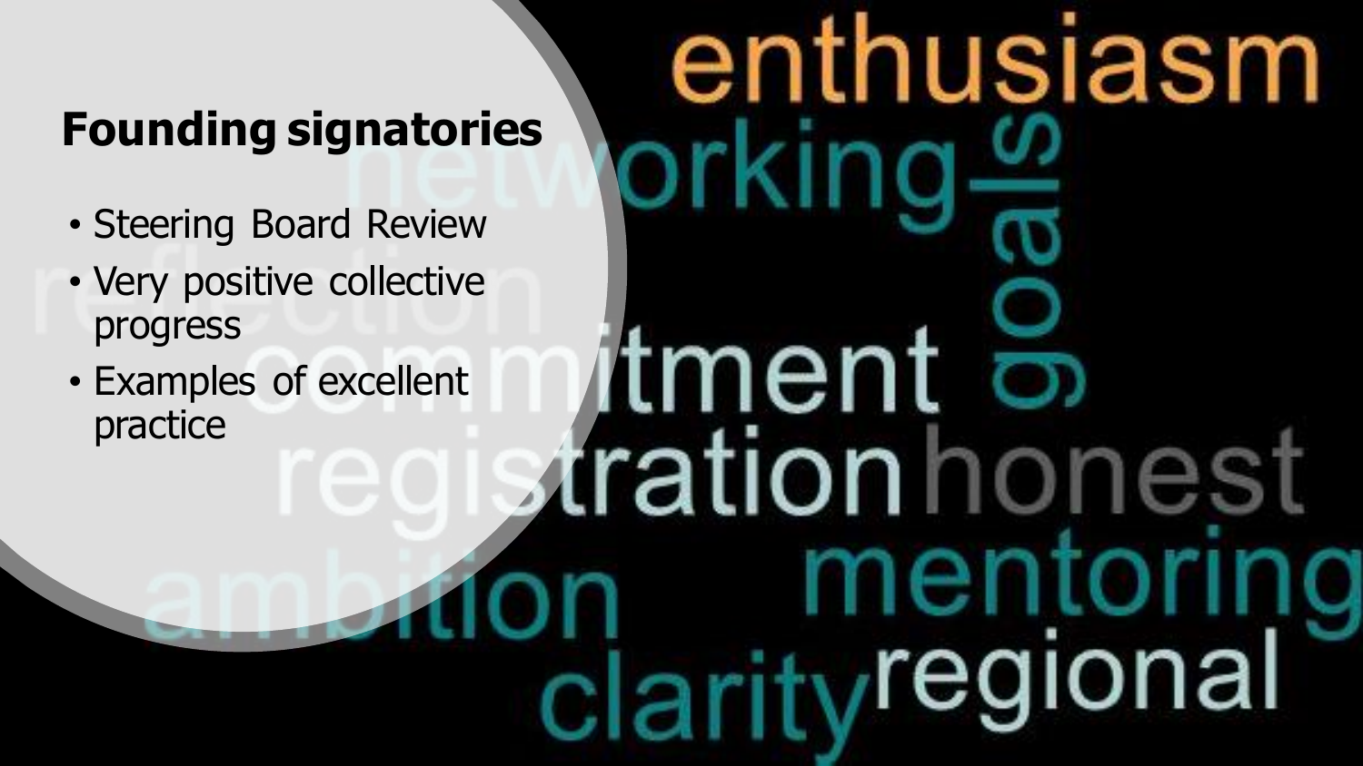## Founding signatories

- Steering Board Review
- Very positive collective progress
- Examples of excellent practice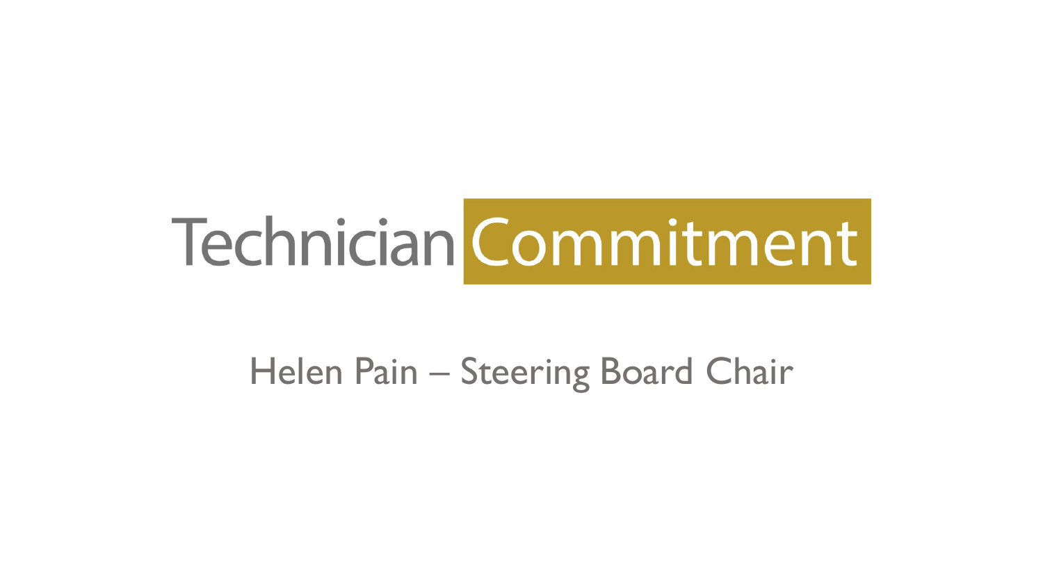# Technician Commitment

Helen Pain – Steering Board Chair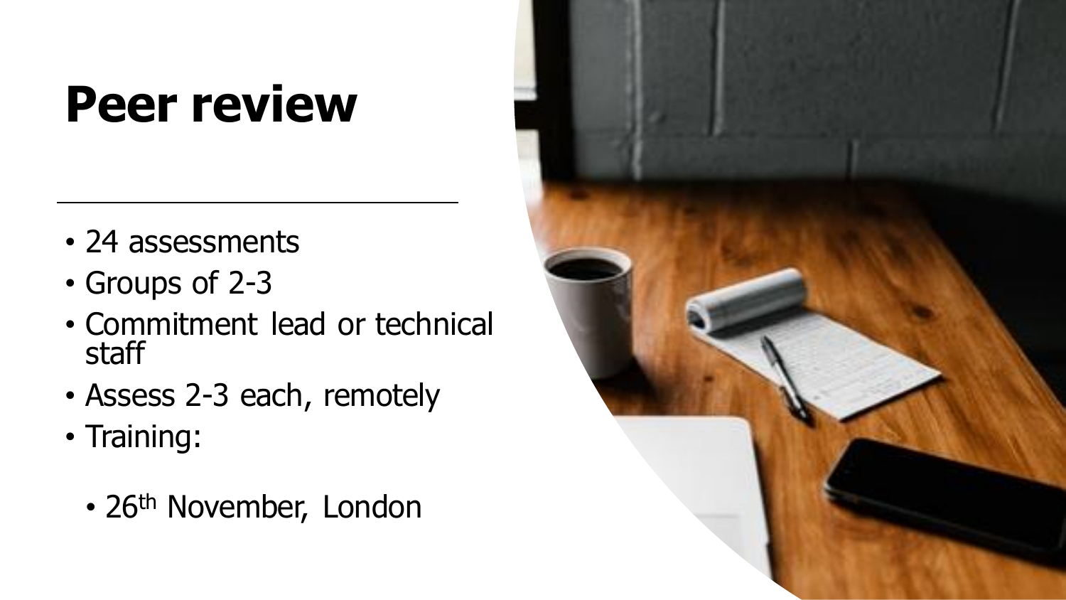# Peer review

- 24 assessments
- Groups of 2-3
- Commitment lead or technical staff
- Assess 2-3 each, remotely
- Training:
  - 26th November, London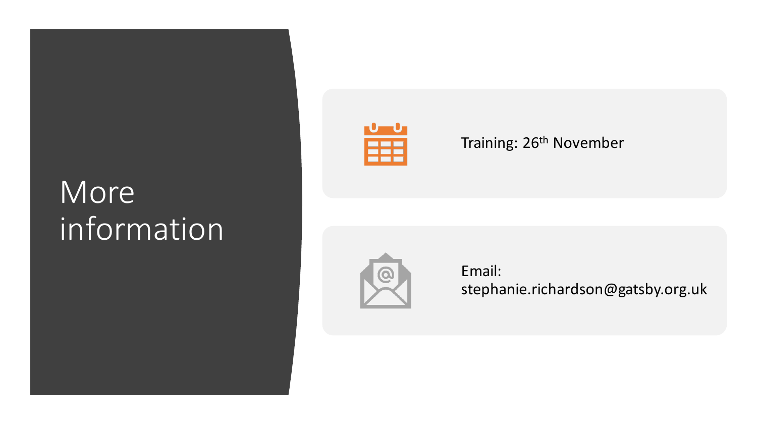# More information

Training: 26th November

Email:
stephanie.richardson@gatsby.org.uk